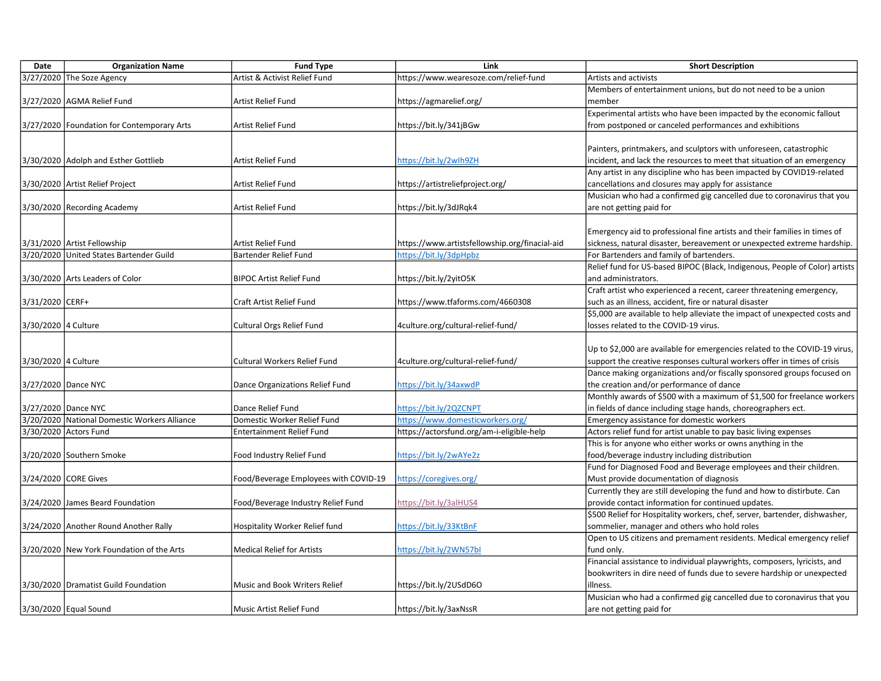| Date | Organization Name | Fund Type | Link | Short Description |
| --- | --- | --- | --- | --- |
| 3/27/2020 | The Soze Agency | Artist & Activist Relief Fund | https://www.wearesoze.com/relief-fund | Artists and activists |
| 3/27/2020 | AGMA Relief Fund | Artist Relief Fund | https://agmarelief.org/ | Members of entertainment unions, but do not need to be a union member |
| 3/27/2020 | Foundation for Contemporary Arts | Artist Relief Fund | https://bit.ly/341jBGw | Experimental artists who have been impacted by the economic fallout from postponed or canceled performances and exhibitions |
| 3/30/2020 | Adolph and Esther Gottlieb | Artist Relief Fund | https://bit.ly/2wIh9ZH | Painters, printmakers, and sculptors with unforeseen, catastrophic incident, and lack the resources to meet that situation of an emergency |
| 3/30/2020 | Artist Relief Project | Artist Relief Fund | https://artistreliefproject.org/ | Any artist in any discipline who has been impacted by COVID19-related cancellations and closures may apply for assistance |
| 3/30/2020 | Recording Academy | Artist Relief Fund | https://bit.ly/3dJRqk4 | Musician who had a confirmed gig cancelled due to coronavirus that you are not getting paid for |
| 3/31/2020 | Artist Fellowship | Artist Relief Fund | https://www.artistsfellowship.org/finacial-aid | Emergency aid to professional fine artists and their families in times of sickness, natural disaster, bereavement or unexpected extreme hardship. |
| 3/20/2020 | United States Bartender Guild | Bartender Relief Fund | https://bit.ly/3dpHpbz | For Bartenders and family of bartenders. |
| 3/30/2020 | Arts Leaders of Color | BIPOC Artist Relief Fund | https://bit.ly/2yitO5K | Relief fund for US-based BIPOC (Black, Indigenous, People of Color) artists and administrators. |
| 3/31/2020 | CERF+ | Craft Artist Relief Fund | https://www.tfaforms.com/4660308 | Craft artist who experienced a recent, career threatening emergency, such as an illness, accident, fire or natural disaster |
| 3/30/2020 | 4 Culture | Cultural Orgs Relief Fund | 4culture.org/cultural-relief-fund/ | $5,000 are available to help alleviate the impact of unexpected costs and losses related to the COVID-19 virus. |
| 3/30/2020 | 4 Culture | Cultural Workers Relief Fund | 4culture.org/cultural-relief-fund/ | Up to $2,000 are available for emergencies related to the COVID-19 virus, support the creative responses cultural workers offer in times of crisis |
| 3/27/2020 | Dance NYC | Dance Organizations Relief Fund | https://bit.ly/34axwdP | Dance making organizations and/or fiscally sponsored groups focused on the creation and/or performance of dance |
| 3/27/2020 | Dance NYC | Dance Relief Fund | https://bit.ly/2QZCNPT | Monthly awards of $500 with a maximum of $1,500 for freelance workers in fields of dance including stage hands, choreographers ect. |
| 3/20/2020 | National Domestic Workers Alliance | Domestic Worker Relief Fund | https://www.domesticworkers.org/ | Emergency assistance for domestic workers |
| 3/30/2020 | Actors Fund | Entertainment Relief Fund | https://actorsfund.org/am-i-eligible-help | Actors relief fund for artist unable to pay basic living expenses |
| 3/20/2020 | Southern Smoke | Food Industry Relief Fund | https://bit.ly/2wAYe2z | This is for anyone who either works or owns anything in the food/beverage industry including distribution |
| 3/24/2020 | CORE Gives | Food/Beverage Employees with COVID-19 | https://coregives.org/ | Fund for Diagnosed Food and Beverage employees and their children. Must provide documentation of diagnosis |
| 3/24/2020 | James Beard Foundation | Food/Beverage Industry Relief Fund | https://bit.ly/3alHUS4 | Currently they are still developing the fund and how to distirbute. Can provide contact information for continued updates. |
| 3/24/2020 | Another Round Another Rally | Hospitality Worker Relief fund | https://bit.ly/33KtBnF | $500 Relief for Hospitality workers, chef, server, bartender, dishwasher, sommelier, manager and others who hold roles |
| 3/20/2020 | New York Foundation of the Arts | Medical Relief for Artists | https://bit.ly/2WN57bI | Open to US citizens and premament residents. Medical emergency relief fund only. |
| 3/30/2020 | Dramatist Guild Foundation | Music and Book Writers Relief | https://bit.ly/2USdD6O | Financial assistance to individual playwrights, composers, lyricists, and bookwriters in dire need of funds due to severe hardship or unexpected illness. |
| 3/30/2020 | Equal Sound | Music Artist Relief Fund | https://bit.ly/3axNssR | Musician who had a confirmed gig cancelled due to coronavirus that you are not getting paid for |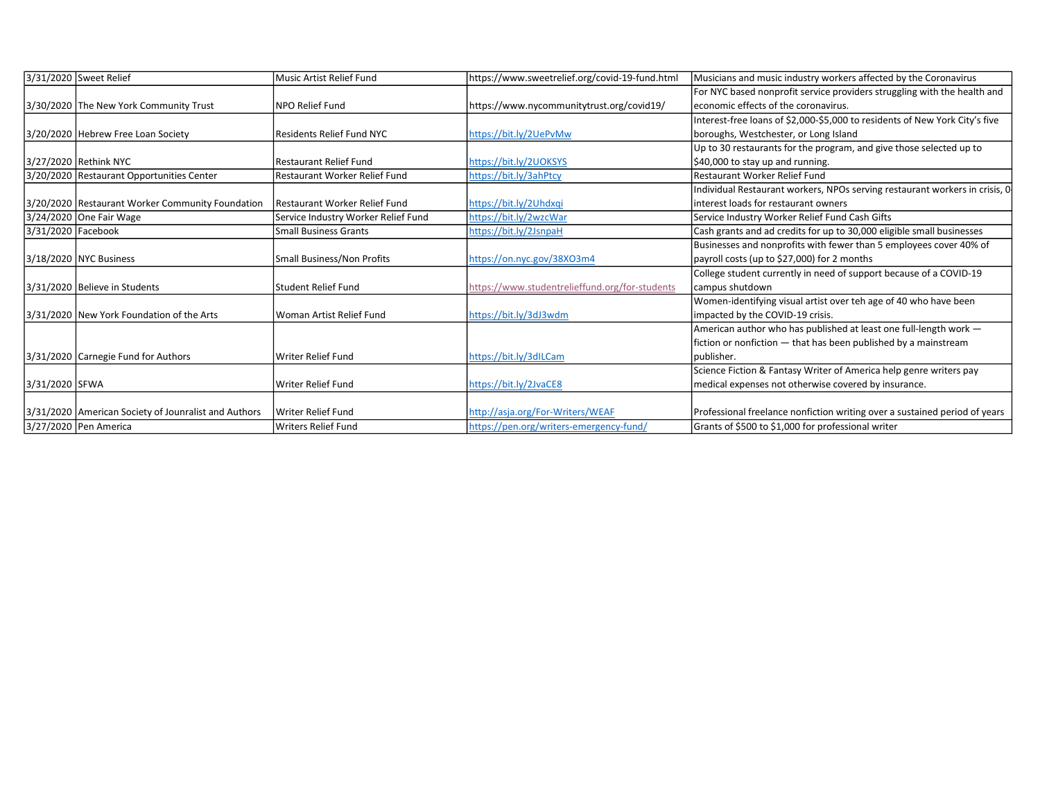| | | | | |
|---|---|---|---|---|
| 3/31/2020 | Sweet Relief | Music Artist Relief Fund | https://www.sweetrelief.org/covid-19-fund.html | Musicians and music industry workers affected by the Coronavirus |
| 3/30/2020 | The New York Community Trust | NPO Relief Fund | https://www.nycommunitytrust.org/covid19/ | For NYC based nonprofit service providers struggling with the health and economic effects of the coronavirus. |
| 3/20/2020 | Hebrew Free Loan Society | Residents Relief Fund NYC | https://bit.ly/2UePvMw | Interest-free loans of $2,000-$5,000 to residents of New York City's five boroughs, Westchester, or Long Island |
| 3/27/2020 | Rethink NYC | Restaurant Relief Fund | https://bit.ly/2UOKSYS | Up to 30 restaurants for the program, and give those selected up to $40,000 to stay up and running. |
| 3/20/2020 | Restaurant Opportunities Center | Restaurant Worker Relief Fund | https://bit.ly/3ahPtcy | Restaurant Worker Relief Fund |
| 3/20/2020 | Restaurant Worker Community Foundation | Restaurant Worker Relief Fund | https://bit.ly/2Uhdxqi | Individual Restaurant workers, NPOs serving restaurant workers in crisis, 0 interest loads for restaurant owners |
| 3/24/2020 | One Fair Wage | Service Industry Worker Relief Fund | https://bit.ly/2wzcWar | Service Industry Worker Relief Fund Cash Gifts |
| 3/31/2020 | Facebook | Small Business Grants | https://bit.ly/2JsnpaH | Cash grants and ad credits for up to 30,000 eligible small businesses |
| 3/18/2020 | NYC Business | Small Business/Non Profits | https://on.nyc.gov/38XO3m4 | Businesses and nonprofits with fewer than 5 employees cover 40% of payroll costs (up to $27,000) for 2 months |
| 3/31/2020 | Believe in Students | Student Relief Fund | https://www.studentrelieffund.org/for-students | College student currently in need of support because of a COVID-19 campus shutdown |
| 3/31/2020 | New York Foundation of the Arts | Woman Artist Relief Fund | https://bit.ly/3dJ3wdm | Women-identifying visual artist over teh age of 40 who have been impacted by the COVID-19 crisis. |
| 3/31/2020 | Carnegie Fund for Authors | Writer Relief Fund | https://bit.ly/3dILCam | American author who has published at least one full-length work — fiction or nonfiction — that has been published by a mainstream publisher. |
| 3/31/2020 | SFWA | Writer Relief Fund | https://bit.ly/2JvaCE8 | Science Fiction & Fantasy Writer of America help genre writers pay medical expenses not otherwise covered by insurance. |
| 3/31/2020 | American Society of Jounralist and Authors | Writer Relief Fund | http://asja.org/For-Writers/WEAF | Professional freelance nonfiction writing over a sustained period of years |
| 3/27/2020 | Pen America | Writers Relief Fund | https://pen.org/writers-emergency-fund/ | Grants of $500 to $1,000 for professional writer |